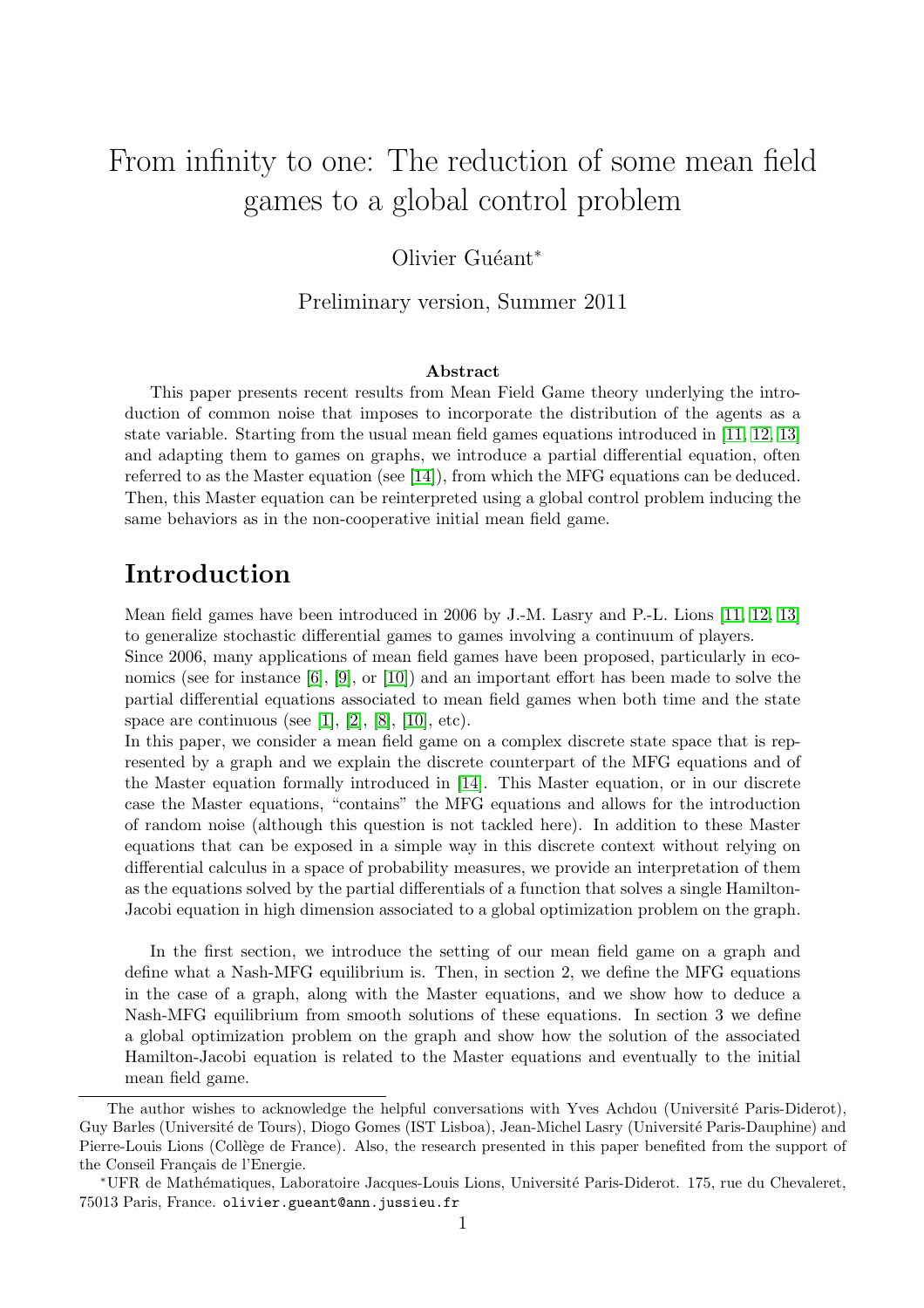# From infinity to one: The reduction of some mean field games to a global control problem

Olivier Guéant*

Preliminary version, Summer 2011

**Abstract**

This paper presents recent results from Mean Field Game theory underlying the introduction of common noise that imposes to incorporate the distribution of the agents as a state variable. Starting from the usual mean field games equations introduced in [11, 12, 13] and adapting them to games on graphs, we introduce a partial differential equation, often referred to as the Master equation (see [14]), from which the MFG equations can be deduced. Then, this Master equation can be reinterpreted using a global control problem inducing the same behaviors as in the non-cooperative initial mean field game.

## Introduction

Mean field games have been introduced in 2006 by J.-M. Lasry and P.-L. Lions [11, 12, 13] to generalize stochastic differential games to games involving a continuum of players.

Since 2006, many applications of mean field games have been proposed, particularly in economics (see for instance [6], [9], or [10]) and an important effort has been made to solve the partial differential equations associated to mean field games when both time and the state space are continuous (see [1], [2], [8], [10], etc).

In this paper, we consider a mean field game on a complex discrete state space that is represented by a graph and we explain the discrete counterpart of the MFG equations and of the Master equation formally introduced in [14]. This Master equation, or in our discrete case the Master equations, "contains" the MFG equations and allows for the introduction of random noise (although this question is not tackled here). In addition to these Master equations that can be exposed in a simple way in this discrete context without relying on differential calculus in a space of probability measures, we provide an interpretation of them as the equations solved by the partial differentials of a function that solves a single Hamilton-Jacobi equation in high dimension associated to a global optimization problem on the graph.

In the first section, we introduce the setting of our mean field game on a graph and define what a Nash-MFG equilibrium is. Then, in section 2, we define the MFG equations in the case of a graph, along with the Master equations, and we show how to deduce a Nash-MFG equilibrium from smooth solutions of these equations. In section 3 we define a global optimization problem on the graph and show how the solution of the associated Hamilton-Jacobi equation is related to the Master equations and eventually to the initial mean field game.

---

The author wishes to acknowledge the helpful conversations with Yves Achdou (Université Paris-Diderot), Guy Barles (Université de Tours), Diogo Gomes (IST Lisboa), Jean-Michel Lasry (Université Paris-Dauphine) and Pierre-Louis Lions (Collège de France). Also, the research presented in this paper benefited from the support of the Conseil Français de l'Energie.

*UFR de Mathématiques, Laboratoire Jacques-Louis Lions, Université Paris-Diderot. 175, rue du Chevaleret, 75013 Paris, France. olivier.gueant@ann.jussieu.fr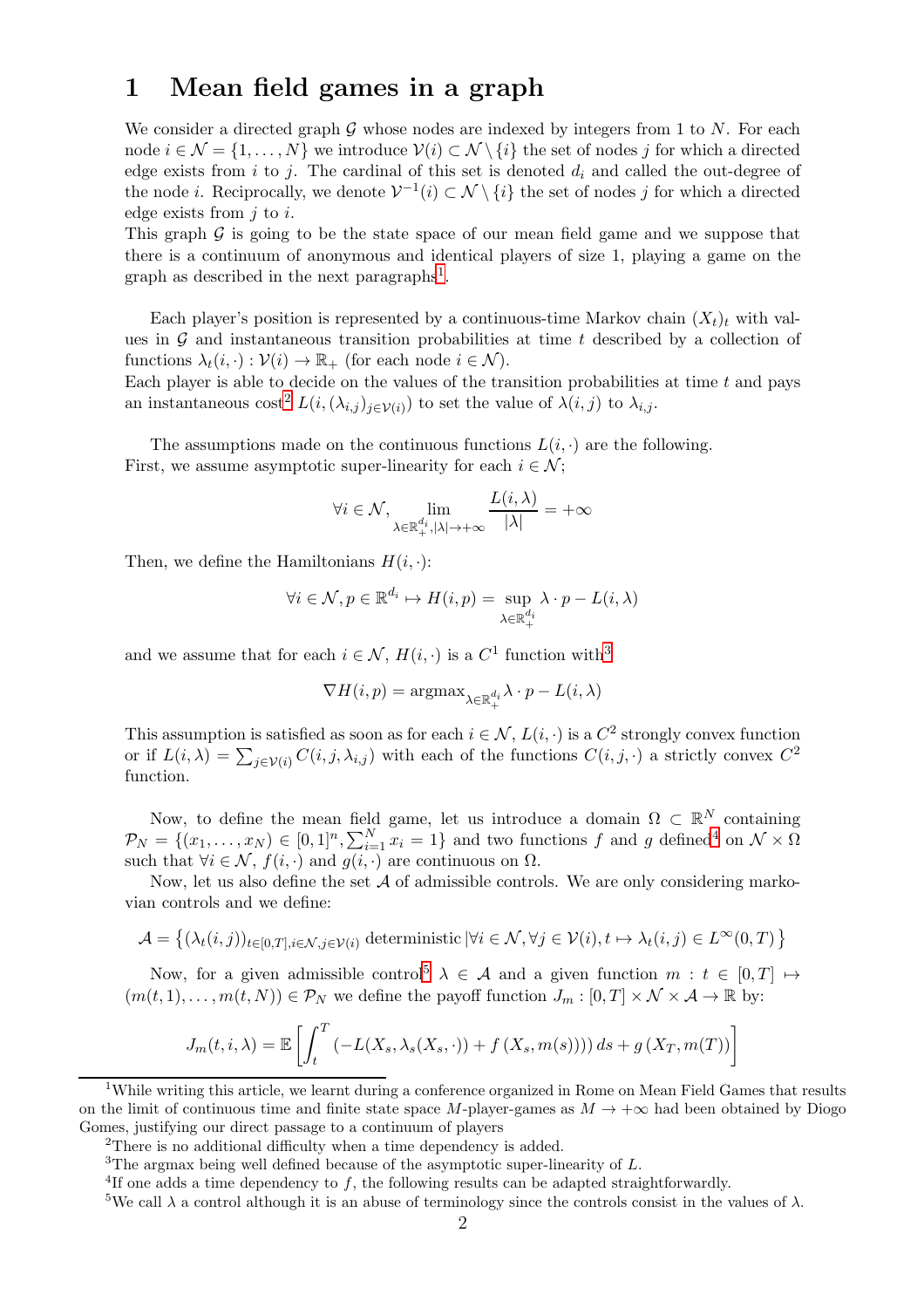# 1 Mean field games in a graph

We consider a directed graph $\mathcal{G}$ whose nodes are indexed by integers from 1 to $N$. For each node $i \in \mathcal{N} = \{1, \ldots, N\}$ we introduce $\mathcal{V}(i) \subset \mathcal{N} \setminus \{i\}$ the set of nodes $j$ for which a directed edge exists from $i$ to $j$. The cardinal of this set is denoted $d_i$ and called the out-degree of the node $i$. Reciprocally, we denote $\mathcal{V}^{-1}(i) \subset \mathcal{N} \setminus \{i\}$ the set of nodes $j$ for which a directed edge exists from $j$ to $i$.
This graph $\mathcal{G}$ is going to be the state space of our mean field game and we suppose that there is a continuum of anonymous and identical players of size 1, playing a game on the graph as described in the next paragraphs[1].

Each player's position is represented by a continuous-time Markov chain $(X_t)_t$ with values in $\mathcal{G}$ and instantaneous transition probabilities at time $t$ described by a collection of functions $\lambda_t(i, \cdot) : \mathcal{V}(i) \to \mathbb{R}_+$ (for each node $i \in \mathcal{N}$).
Each player is able to decide on the values of the transition probabilities at time $t$ and pays an instantaneous cost[2] $L(i, (\lambda_{i,j})_{j \in \mathcal{V}(i)})$ to set the value of $\lambda(i,j)$ to $\lambda_{i,j}$.

The assumptions made on the continuous functions $L(i, \cdot)$ are the following.
First, we assume asymptotic super-linearity for each $i \in \mathcal{N}$;

$$\forall i \in \mathcal{N}, \lim_{\lambda \in \mathbb{R}_+^{d_i}, |\lambda| \to +\infty} \frac{L(i,\lambda)}{|\lambda|} = +\infty$$

Then, we define the Hamiltonians $H(i, \cdot)$:

$$\forall i \in \mathcal{N}, p \in \mathbb{R}^{d_i} \mapsto H(i,p) = \sup_{\lambda \in \mathbb{R}_+^{d_i}} \lambda \cdot p - L(i,\lambda)$$

and we assume that for each $i \in \mathcal{N}$, $H(i, \cdot)$ is a $C^1$ function with[3]

$$\nabla H(i,p) = \text{argmax}_{\lambda \in \mathbb{R}_+^{d_i}} \lambda \cdot p - L(i,\lambda)$$

This assumption is satisfied as soon as for each $i \in \mathcal{N}$, $L(i, \cdot)$ is a $C^2$ strongly convex function or if $L(i,\lambda) = \sum_{j \in \mathcal{V}(i)} C(i,j,\lambda_{i,j})$ with each of the functions $C(i,j,\cdot)$ a strictly convex $C^2$ function.

Now, to define the mean field game, let us introduce a domain $\Omega \subset \mathbb{R}^N$ containing $\mathcal{P}_N = \{(x_1, \ldots, x_N) \in [0,1]^n, \sum_{i=1}^N x_i = 1\}$ and two functions $f$ and $g$ defined[4] on $\mathcal{N} \times \Omega$ such that $\forall i \in \mathcal{N}$, $f(i, \cdot)$ and $g(i, \cdot)$ are continuous on $\Omega$.

Now, let us also define the set $\mathcal{A}$ of admissible controls. We are only considering markovian controls and we define:

$$\mathcal{A} = \left\{ (\lambda_t(i,j))_{t \in [0,T], i \in \mathcal{N}, j \in \mathcal{V}(i)} \text{ deterministic} \,|\, \forall i \in \mathcal{N}, \forall j \in \mathcal{V}(i), t \mapsto \lambda_t(i,j) \in L^\infty(0,T) \right\}$$

Now, for a given admissible control[5] $\lambda \in \mathcal{A}$ and a given function $m : t \in [0,T] \mapsto (m(t,1), \ldots, m(t,N)) \in \mathcal{P}_N$ we define the payoff function $J_m : [0,T] \times \mathcal{N} \times \mathcal{A} \to \mathbb{R}$ by:

$$J_m(t,i,\lambda) = \mathbb{E}\left[ \int_t^T \left( -L(X_s, \lambda_s(X_s, \cdot)) + f(X_s, m(s)) \right) ds + g(X_T, m(T)) \right]$$

---

[1] While writing this article, we learnt during a conference organized in Rome on Mean Field Games that results on the limit of continuous time and finite state space $M$-player-games as $M \to +\infty$ had been obtained by Diogo Gomes, justifying our direct passage to a continuum of players

[2] There is no additional difficulty when a time dependency is added.

[3] The argmax being well defined because of the asymptotic super-linearity of $L$.

[4] If one adds a time dependency to $f$, the following results can be adapted straightforwardly.

[5] We call $\lambda$ a control although it is an abuse of terminology since the controls consist in the values of $\lambda$.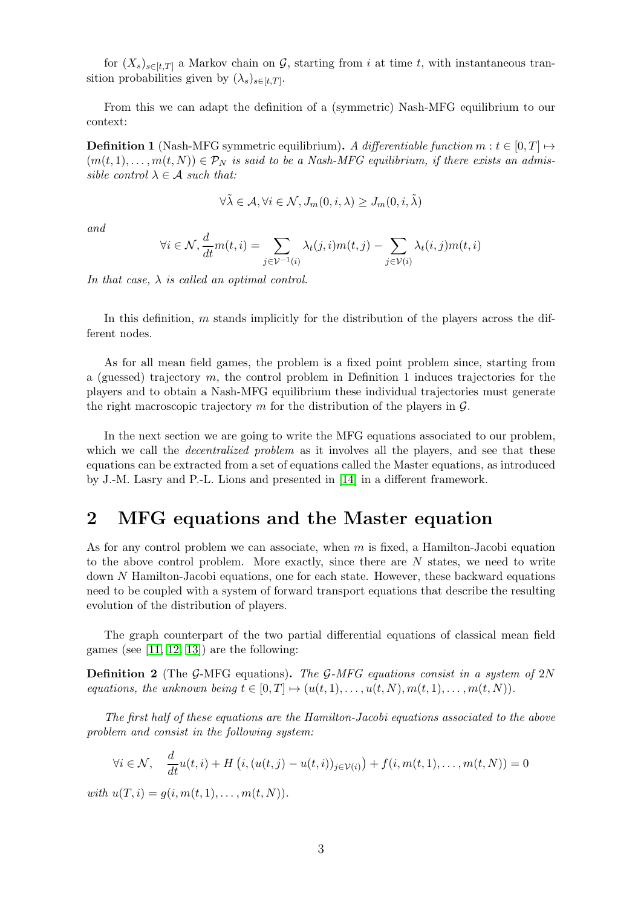for $(X_s)_{s\in[t,T]}$ a Markov chain on $\mathcal{G}$, starting from $i$ at time $t$, with instantaneous transition probabilities given by $(\lambda_s)_{s\in[t,T]}$.

From this we can adapt the definition of a (symmetric) Nash-MFG equilibrium to our context:

**Definition 1** (Nash-MFG symmetric equilibrium)**.** *A differentiable function $m : t \in [0,T] \mapsto (m(t,1),\dots,m(t,N)) \in \mathcal{P}_N$ is said to be a Nash-MFG equilibrium, if there exists an admissible control $\lambda \in \mathcal{A}$ such that:*

$$\forall \tilde{\lambda} \in \mathcal{A}, \forall i \in \mathcal{N}, J_m(0,i,\lambda) \geq J_m(0,i,\tilde{\lambda})$$

*and*

$$\forall i \in \mathcal{N}, \frac{d}{dt}m(t,i) = \sum_{j\in\mathcal{V}^{-1}(i)} \lambda_t(j,i)m(t,j) - \sum_{j\in\mathcal{V}(i)} \lambda_t(i,j)m(t,i)$$

*In that case, $\lambda$ is called an optimal control.*

In this definition, $m$ stands implicitly for the distribution of the players across the different nodes.

As for all mean field games, the problem is a fixed point problem since, starting from a (guessed) trajectory $m$, the control problem in Definition 1 induces trajectories for the players and to obtain a Nash-MFG equilibrium these individual trajectories must generate the right macroscopic trajectory $m$ for the distribution of the players in $\mathcal{G}$.

In the next section we are going to write the MFG equations associated to our problem, which we call the *decentralized problem* as it involves all the players, and see that these equations can be extracted from a set of equations called the Master equations, as introduced by J.-M. Lasry and P.-L. Lions and presented in [14] in a different framework.

## 2 MFG equations and the Master equation

As for any control problem we can associate, when $m$ is fixed, a Hamilton-Jacobi equation to the above control problem. More exactly, since there are $N$ states, we need to write down $N$ Hamilton-Jacobi equations, one for each state. However, these backward equations need to be coupled with a system of forward transport equations that describe the resulting evolution of the distribution of players.

The graph counterpart of the two partial differential equations of classical mean field games (see [11, 12, 13]) are the following:

**Definition 2** (The $\mathcal{G}$-MFG equations)**.** *The $\mathcal{G}$-MFG equations consist in a system of $2N$ equations, the unknown being $t \in [0,T] \mapsto (u(t,1),\dots,u(t,N),m(t,1),\dots,m(t,N))$.*

*The first half of these equations are the Hamilton-Jacobi equations associated to the above problem and consist in the following system:*

$$\forall i \in \mathcal{N}, \quad \frac{d}{dt}u(t,i) + H\left(i,(u(t,j)-u(t,i))_{j\in\mathcal{V}(i)}\right) + f(i,m(t,1),\dots,m(t,N)) = 0$$

*with $u(T,i) = g(i,m(t,1),\dots,m(t,N))$.*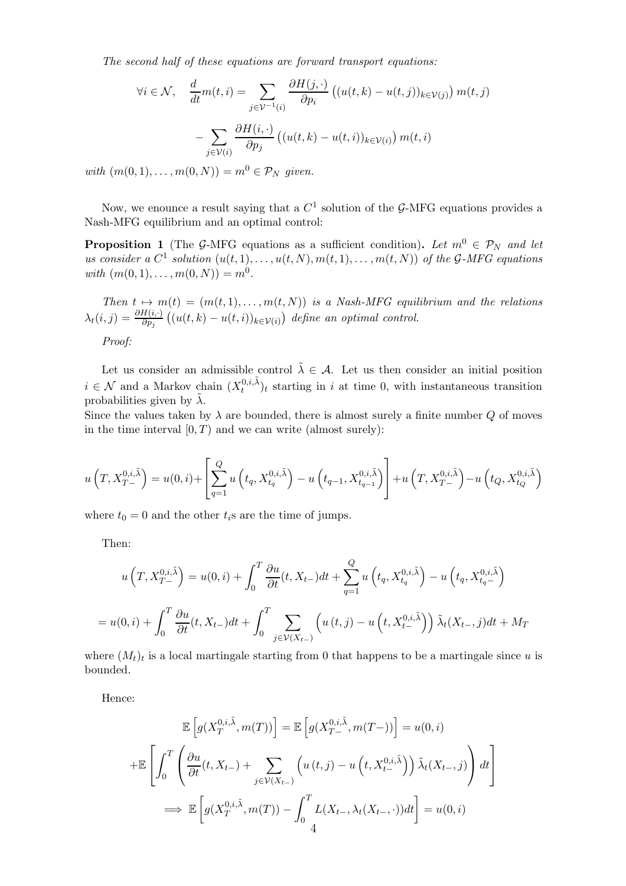*The second half of these equations are forward transport equations:*

$$\forall i \in \mathcal{N}, \quad \frac{d}{dt} m(t,i) = \sum_{j \in \mathcal{V}^{-1}(i)} \frac{\partial H(j,\cdot)}{\partial p_i} \left( (u(t,k) - u(t,j))_{k \in \mathcal{V}(j)} \right) m(t,j)$$

$$- \sum_{j \in \mathcal{V}(i)} \frac{\partial H(i,\cdot)}{\partial p_j} \left( (u(t,k) - u(t,i))_{k \in \mathcal{V}(i)} \right) m(t,i)$$

*with* $(m(0,1), \ldots, m(0,N)) = m^0 \in \mathcal{P}_N$ *given.*

Now, we enounce a result saying that a $C^1$ solution of the $\mathcal{G}$-MFG equations provides a Nash-MFG equilibrium and an optimal control:

**Proposition 1** (The $\mathcal{G}$-MFG equations as a sufficient condition)**.** *Let* $m^0 \in \mathcal{P}_N$ *and let us consider a* $C^1$ *solution* $(u(t,1), \ldots, u(t,N), m(t,1), \ldots, m(t,N))$ *of the* $\mathcal{G}$*-MFG equations with* $(m(0,1), \ldots, m(0,N)) = m^0$*.*

*Then* $t \mapsto m(t) = (m(t,1), \ldots, m(t,N))$ *is a Nash-MFG equilibrium and the relations* $\lambda_t(i,j) = \frac{\partial H(i,\cdot)}{\partial p_j} \left( (u(t,k) - u(t,i))_{k \in \mathcal{V}(i)} \right)$ *define an optimal control.*

*Proof:*

Let us consider an admissible control $\tilde{\lambda} \in \mathcal{A}$. Let us then consider an initial position $i \in \mathcal{N}$ and a Markov chain $(X_t^{0,i,\tilde{\lambda}})_t$ starting in $i$ at time 0, with instantaneous transition probabilities given by $\tilde{\lambda}$.
Since the values taken by $\lambda$ are bounded, there is almost surely a finite number $Q$ of moves in the time interval $[0,T)$ and we can write (almost surely):

$$u\left(T, X_{T-}^{0,i,\tilde{\lambda}}\right) = u(0,i) + \left[ \sum_{q=1}^{Q} u\left(t_q, X_{t_q}^{0,i,\tilde{\lambda}}\right) - u\left(t_{q-1}, X_{t_{q-1}}^{0,i,\tilde{\lambda}}\right) \right] + u\left(T, X_{T-}^{0,i,\tilde{\lambda}}\right) - u\left(t_Q, X_{t_Q}^{0,i,\tilde{\lambda}}\right)$$

where $t_0 = 0$ and the other $t_i$s are the time of jumps.

Then:

$$u\left(T, X_{T-}^{0,i,\tilde{\lambda}}\right) = u(0,i) + \int_0^T \frac{\partial u}{\partial t}(t, X_{t-}) dt + \sum_{q=1}^{Q} u\left(t_q, X_{t_q}^{0,i,\tilde{\lambda}}\right) - u\left(t_q, X_{t_q-}^{0,i,\tilde{\lambda}}\right)$$

$$= u(0,i) + \int_0^T \frac{\partial u}{\partial t}(t, X_{t-}) dt + \int_0^T \sum_{j \in \mathcal{V}(X_{t-})} \left( u(t,j) - u\left(t, X_{t-}^{0,i,\tilde{\lambda}}\right) \right) \tilde{\lambda}_t(X_{t-}, j) dt + M_T$$

where $(M_t)_t$ is a local martingale starting from 0 that happens to be a martingale since $u$ is bounded.

Hence:

$$\mathbb{E}\left[ g(X_T^{0,i,\tilde{\lambda}}, m(T)) \right] = \mathbb{E}\left[ g(X_{T-}^{0,i,\tilde{\lambda}}, m(T-)) \right] = u(0,i)$$

$$+ \mathbb{E}\left[ \int_0^T \left( \frac{\partial u}{\partial t}(t, X_{t-}) + \sum_{j \in \mathcal{V}(X_{t-})} \left( u(t,j) - u\left(t, X_{t-}^{0,i,\tilde{\lambda}}\right) \right) \tilde{\lambda}_t(X_{t-}, j) \right) dt \right]$$

$$\implies \mathbb{E}\left[ g(X_T^{0,i,\tilde{\lambda}}, m(T)) - \int_0^T L(X_{t-}, \lambda_t(X_{t-}, \cdot)) dt \right] = u(0,i)$$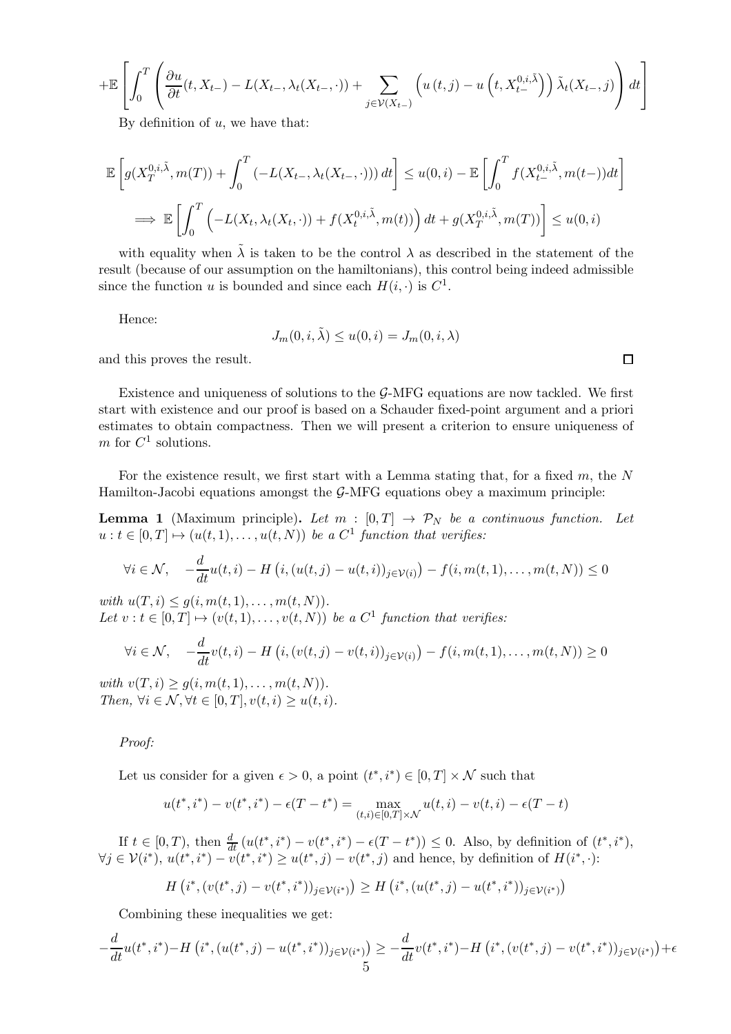$$+\mathbb{E}\left[\int_0^T \left(\frac{\partial u}{\partial t}(t, X_{t-}) - L(X_{t-}, \lambda_t(X_{t-}, \cdot)) + \sum_{j\in\mathcal{V}(X_{t-})} \left(u\left(t,j\right) - u\left(t, X_{t-}^{0,i,\tilde{\lambda}}\right)\right)\tilde{\lambda}_t(X_{t-}, j)\right) dt\right]$$

By definition of $u$, we have that:

$$\mathbb{E}\left[g(X_T^{0,i,\tilde{\lambda}}, m(T)) + \int_0^T \left(-L(X_{t-}, \lambda_t(X_{t-}, \cdot))\right) dt\right] \leq u(0,i) - \mathbb{E}\left[\int_0^T f(X_{t-}^{0,i,\tilde{\lambda}}, m(t-))dt\right]$$

$$\implies \mathbb{E}\left[\int_0^T \left(-L(X_t, \lambda_t(X_t, \cdot)) + f(X_t^{0,i,\tilde{\lambda}}, m(t))\right) dt + g(X_T^{0,i,\tilde{\lambda}}, m(T))\right] \leq u(0,i)$$

with equality when $\tilde{\lambda}$ is taken to be the control $\lambda$ as described in the statement of the result (because of our assumption on the hamiltonians), this control being indeed admissible since the function $u$ is bounded and since each $H(i,\cdot)$ is $C^1$.

Hence:

$$J_m(0,i,\tilde{\lambda}) \leq u(0,i) = J_m(0,i,\lambda)$$

and this proves the result. □

Existence and uniqueness of solutions to the $\mathcal{G}$-MFG equations are now tackled. We first start with existence and our proof is based on a Schauder fixed-point argument and a priori estimates to obtain compactness. Then we will present a criterion to ensure uniqueness of $m$ for $C^1$ solutions.

For the existence result, we first start with a Lemma stating that, for a fixed $m$, the $N$ Hamilton-Jacobi equations amongst the $\mathcal{G}$-MFG equations obey a maximum principle:

**Lemma 1** (Maximum principle)**.** *Let $m : [0,T] \to \mathcal{P}_N$ be a continuous function. Let $u : t \in [0,T] \mapsto (u(t,1),\dots,u(t,N))$ be a $C^1$ function that verifies:*

$$\forall i \in \mathcal{N}, \quad -\frac{d}{dt}u(t,i) - H\left(i, (u(t,j) - u(t,i))_{j\in\mathcal{V}(i)}\right) - f(i, m(t,1),\dots,m(t,N)) \leq 0$$

*with $u(T,i) \leq g(i, m(t,1),\dots,m(t,N))$.*
*Let $v : t \in [0,T] \mapsto (v(t,1),\dots,v(t,N))$ be a $C^1$ function that verifies:*

$$\forall i \in \mathcal{N}, \quad -\frac{d}{dt}v(t,i) - H\left(i, (v(t,j) - v(t,i))_{j\in\mathcal{V}(i)}\right) - f(i, m(t,1),\dots,m(t,N)) \geq 0$$

*with $v(T,i) \geq g(i, m(t,1),\dots,m(t,N))$.*
*Then, $\forall i \in \mathcal{N}, \forall t \in [0,T], v(t,i) \geq u(t,i)$.*

*Proof:*

Let us consider for a given $\epsilon > 0$, a point $(t^*, i^*) \in [0,T]\times\mathcal{N}$ such that

$$u(t^*,i^*) - v(t^*,i^*) - \epsilon(T-t^*) = \max_{(t,i)\in[0,T]\times\mathcal{N}} u(t,i) - v(t,i) - \epsilon(T-t)$$

If $t \in [0,T)$, then $\frac{d}{dt}\left(u(t^*,i^*) - v(t^*,i^*) - \epsilon(T-t^*)\right) \leq 0$. Also, by definition of $(t^*,i^*)$, $\forall j \in \mathcal{V}(i^*)$, $u(t^*,i^*) - v(t^*,i^*) \geq u(t^*,j) - v(t^*,j)$ and hence, by definition of $H(i^*,\cdot)$:

$$H\left(i^*, (v(t^*,j) - v(t^*,i^*))_{j\in\mathcal{V}(i^*)}\right) \geq H\left(i^*, (u(t^*,j) - u(t^*,i^*))_{j\in\mathcal{V}(i^*)}\right)$$

Combining these inequalities we get:

$$-\frac{d}{dt}u(t^*,i^*) - H\left(i^*, (u(t^*,j) - u(t^*,i^*))_{j\in\mathcal{V}(i^*)}\right) \geq -\frac{d}{dt}v(t^*,i^*) - H\left(i^*, (v(t^*,j) - v(t^*,i^*))_{j\in\mathcal{V}(i^*)}\right) + \epsilon$$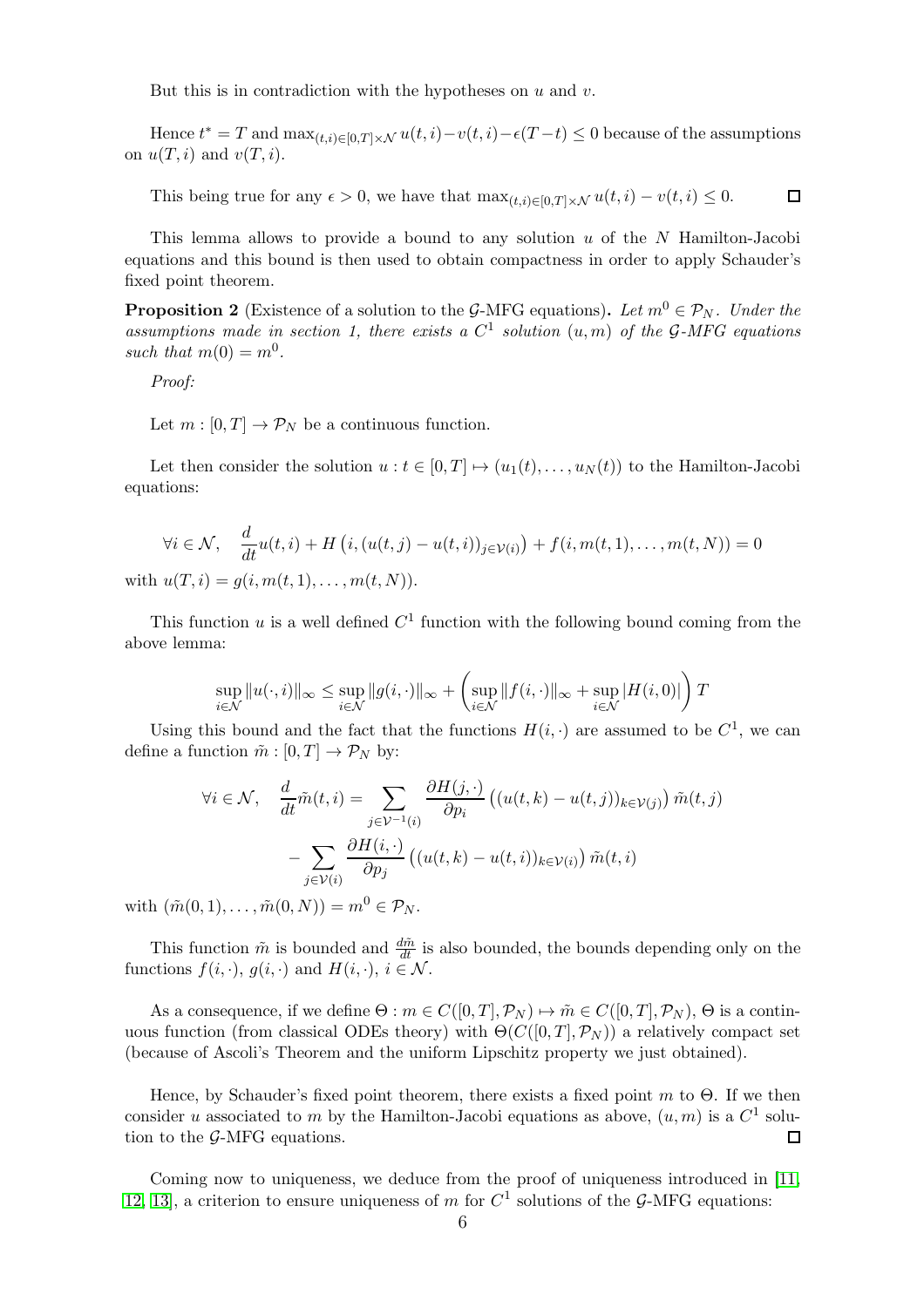But this is in contradiction with the hypotheses on $u$ and $v$.

Hence $t^* = T$ and $\max_{(t,i)\in[0,T]\times\mathcal{N}} u(t,i)-v(t,i)-\epsilon(T-t) \le 0$ because of the assumptions on $u(T,i)$ and $v(T,i)$.

This being true for any $\epsilon > 0$, we have that $\max_{(t,i)\in[0,T]\times\mathcal{N}} u(t,i) - v(t,i) \le 0$. □

This lemma allows to provide a bound to any solution $u$ of the $N$ Hamilton-Jacobi equations and this bound is then used to obtain compactness in order to apply Schauder's fixed point theorem.

**Proposition 2** (Existence of a solution to the $\mathcal{G}$-MFG equations)**.** *Let $m^0 \in \mathcal{P}_N$. Under the assumptions made in section 1, there exists a $C^1$ solution $(u,m)$ of the $\mathcal{G}$-MFG equations such that $m(0) = m^0$.*

*Proof:*

Let $m : [0,T] \to \mathcal{P}_N$ be a continuous function.

Let then consider the solution $u : t \in [0,T] \mapsto (u_1(t), \ldots, u_N(t))$ to the Hamilton-Jacobi equations:

$$\forall i \in \mathcal{N}, \quad \frac{d}{dt}u(t,i) + H\left(i, (u(t,j) - u(t,i))_{j\in\mathcal{V}(i)}\right) + f(i, m(t,1), \ldots, m(t,N)) = 0$$

with $u(T,i) = g(i, m(t,1), \ldots, m(t,N))$.

This function $u$ is a well defined $C^1$ function with the following bound coming from the above lemma:

$$\sup_{i\in\mathcal{N}} \|u(\cdot,i)\|_\infty \le \sup_{i\in\mathcal{N}} \|g(i,\cdot)\|_\infty + \left(\sup_{i\in\mathcal{N}} \|f(i,\cdot)\|_\infty + \sup_{i\in\mathcal{N}} |H(i,0)|\right) T$$

Using this bound and the fact that the functions $H(i,\cdot)$ are assumed to be $C^1$, we can define a function $\tilde{m} : [0,T] \to \mathcal{P}_N$ by:

$$\forall i \in \mathcal{N}, \quad \frac{d}{dt}\tilde{m}(t,i) = \sum_{j\in\mathcal{V}^{-1}(i)} \frac{\partial H(j,\cdot)}{\partial p_i}\left((u(t,k) - u(t,j))_{k\in\mathcal{V}(j)}\right)\tilde{m}(t,j)$$
$$- \sum_{j\in\mathcal{V}(i)} \frac{\partial H(i,\cdot)}{\partial p_j}\left((u(t,k) - u(t,i))_{k\in\mathcal{V}(i)}\right)\tilde{m}(t,i)$$

with $(\tilde{m}(0,1), \ldots, \tilde{m}(0,N)) = m^0 \in \mathcal{P}_N$.

This function $\tilde{m}$ is bounded and $\frac{d\tilde{m}}{dt}$ is also bounded, the bounds depending only on the functions $f(i,\cdot)$, $g(i,\cdot)$ and $H(i,\cdot)$, $i \in \mathcal{N}$.

As a consequence, if we define $\Theta : m \in C([0,T], \mathcal{P}_N) \mapsto \tilde{m} \in C([0,T], \mathcal{P}_N)$, $\Theta$ is a continuous function (from classical ODEs theory) with $\Theta(C([0,T], \mathcal{P}_N))$ a relatively compact set (because of Ascoli's Theorem and the uniform Lipschitz property we just obtained).

Hence, by Schauder's fixed point theorem, there exists a fixed point $m$ to $\Theta$. If we then consider $u$ associated to $m$ by the Hamilton-Jacobi equations as above, $(u,m)$ is a $C^1$ solution to the $\mathcal{G}$-MFG equations. □

Coming now to uniqueness, we deduce from the proof of uniqueness introduced in [11, 12, 13], a criterion to ensure uniqueness of $m$ for $C^1$ solutions of the $\mathcal{G}$-MFG equations: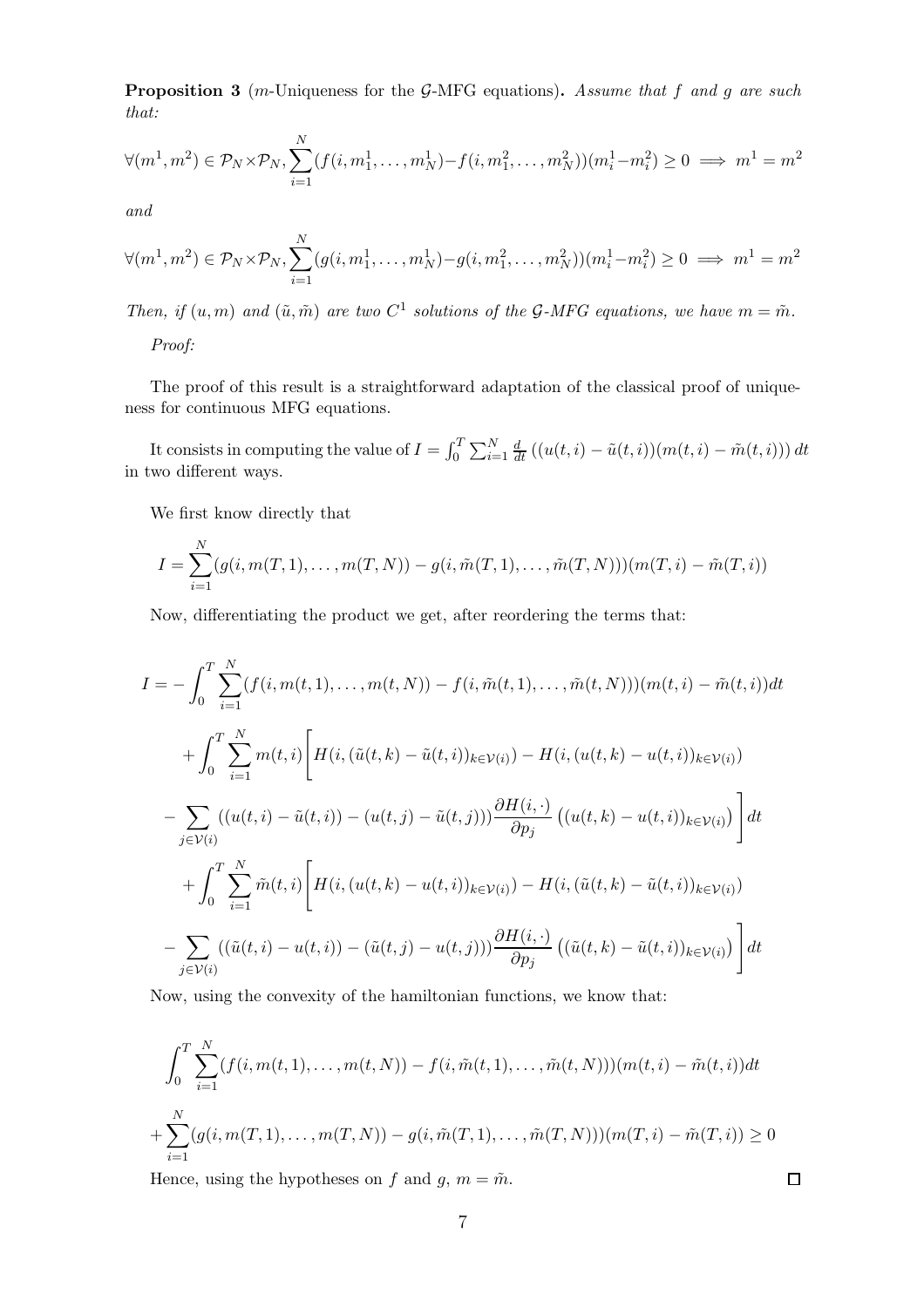**Proposition 3** (*m*-Uniqueness for the $\mathcal{G}$-MFG equations)**.** *Assume that $f$ and $g$ are such that:*

$$\forall (m^1, m^2) \in \mathcal{P}_N \times \mathcal{P}_N, \sum_{i=1}^{N} (f(i, m_1^1, \ldots, m_N^1) - f(i, m_1^2, \ldots, m_N^2))(m_i^1 - m_i^2) \geq 0 \implies m^1 = m^2$$

*and*

$$\forall (m^1, m^2) \in \mathcal{P}_N \times \mathcal{P}_N, \sum_{i=1}^{N} (g(i, m_1^1, \ldots, m_N^1) - g(i, m_1^2, \ldots, m_N^2))(m_i^1 - m_i^2) \geq 0 \implies m^1 = m^2$$

*Then, if $(u, m)$ and $(\tilde{u}, \tilde{m})$ are two $C^1$ solutions of the $\mathcal{G}$-MFG equations, we have $m = \tilde{m}$.*

*Proof:*

The proof of this result is a straightforward adaptation of the classical proof of uniqueness for continuous MFG equations.

It consists in computing the value of $I = \int_0^T \sum_{i=1}^N \frac{d}{dt} \left( (u(t,i) - \tilde{u}(t,i))(m(t,i) - \tilde{m}(t,i)) \right) dt$ in two different ways.

We first know directly that

$$I = \sum_{i=1}^{N} (g(i, m(T,1), \ldots, m(T,N)) - g(i, \tilde{m}(T,1), \ldots, \tilde{m}(T,N)))(m(T,i) - \tilde{m}(T,i))$$

Now, differentiating the product we get, after reordering the terms that:

$$\begin{aligned}
I = &- \int_0^T \sum_{i=1}^{N} (f(i, m(t,1), \ldots, m(t,N)) - f(i, \tilde{m}(t,1), \ldots, \tilde{m}(t,N)))(m(t,i) - \tilde{m}(t,i)) dt \\
&+ \int_0^T \sum_{i=1}^{N} m(t,i) \Bigg[ H(i, (\tilde{u}(t,k) - \tilde{u}(t,i))_{k \in \mathcal{V}(i)}) - H(i, (u(t,k) - u(t,i))_{k \in \mathcal{V}(i)}) \\
&- \sum_{j \in \mathcal{V}(i)} ((u(t,i) - \tilde{u}(t,i)) - (u(t,j) - \tilde{u}(t,j))) \frac{\partial H(i, \cdot)}{\partial p_j} \left( (u(t,k) - u(t,i))_{k \in \mathcal{V}(i)} \right) \Bigg] dt \\
&+ \int_0^T \sum_{i=1}^{N} \tilde{m}(t,i) \Bigg[ H(i, (u(t,k) - u(t,i))_{k \in \mathcal{V}(i)}) - H(i, (\tilde{u}(t,k) - \tilde{u}(t,i))_{k \in \mathcal{V}(i)}) \\
&- \sum_{j \in \mathcal{V}(i)} ((\tilde{u}(t,i) - u(t,i)) - (\tilde{u}(t,j) - u(t,j))) \frac{\partial H(i, \cdot)}{\partial p_j} \left( (\tilde{u}(t,k) - \tilde{u}(t,i))_{k \in \mathcal{V}(i)} \right) \Bigg] dt
\end{aligned}$$

Now, using the convexity of the hamiltonian functions, we know that:

$$\begin{aligned}
&\int_0^T \sum_{i=1}^{N} (f(i, m(t,1), \ldots, m(t,N)) - f(i, \tilde{m}(t,1), \ldots, \tilde{m}(t,N)))(m(t,i) - \tilde{m}(t,i)) dt \\
&+ \sum_{i=1}^{N} (g(i, m(T,1), \ldots, m(T,N)) - g(i, \tilde{m}(T,1), \ldots, \tilde{m}(T,N)))(m(T,i) - \tilde{m}(T,i)) \geq 0
\end{aligned}$$

Hence, using the hypotheses on $f$ and $g$, $m = \tilde{m}$. $\square$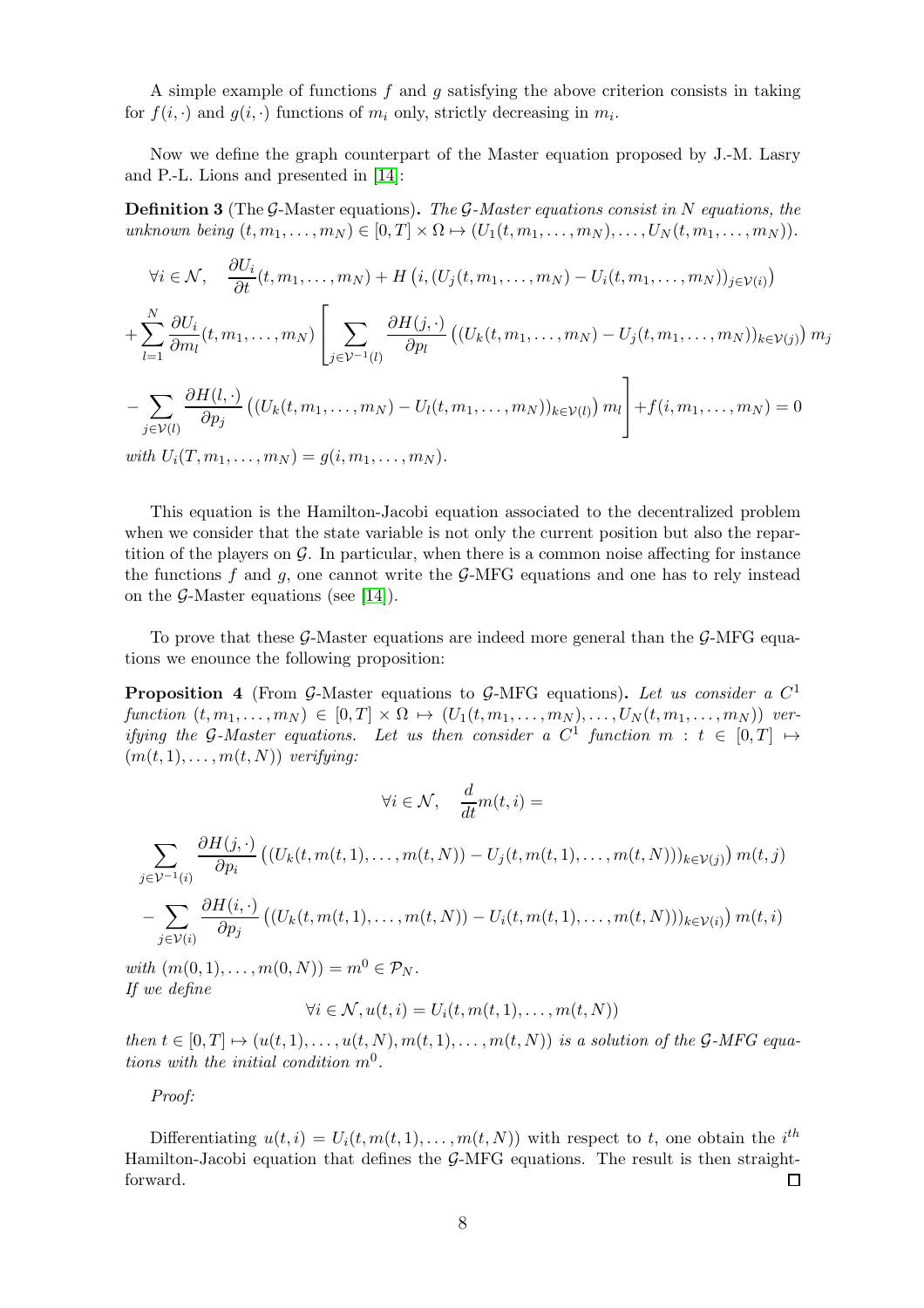A simple example of functions $f$ and $g$ satisfying the above criterion consists in taking for $f(i,\cdot)$ and $g(i,\cdot)$ functions of $m_i$ only, strictly decreasing in $m_i$.

Now we define the graph counterpart of the Master equation proposed by J.-M. Lasry and P.-L. Lions and presented in [14]:

**Definition 3** (The $\mathcal{G}$-Master equations)**.** *The $\mathcal{G}$-Master equations consist in $N$ equations, the unknown being $(t, m_1, \ldots, m_N) \in [0,T] \times \Omega \mapsto (U_1(t, m_1, \ldots, m_N), \ldots, U_N(t, m_1, \ldots, m_N))$.*

$$\forall i \in \mathcal{N}, \quad \frac{\partial U_i}{\partial t}(t, m_1, \ldots, m_N) + H\left(i, (U_j(t, m_1, \ldots, m_N) - U_i(t, m_1, \ldots, m_N))_{j \in \mathcal{V}(i)}\right)$$

$$+ \sum_{l=1}^{N} \frac{\partial U_i}{\partial m_l}(t, m_1, \ldots, m_N) \left[ \sum_{j \in \mathcal{V}^{-1}(l)} \frac{\partial H(j,\cdot)}{\partial p_l} \left( (U_k(t, m_1, \ldots, m_N) - U_j(t, m_1, \ldots, m_N))_{k \in \mathcal{V}(j)} \right) m_j \right.$$

$$\left. - \sum_{j \in \mathcal{V}(l)} \frac{\partial H(l,\cdot)}{\partial p_j} \left( (U_k(t, m_1, \ldots, m_N) - U_l(t, m_1, \ldots, m_N))_{k \in \mathcal{V}(l)} \right) m_l \right] + f(i, m_1, \ldots, m_N) = 0$$

*with $U_i(T, m_1, \ldots, m_N) = g(i, m_1, \ldots, m_N)$.*

This equation is the Hamilton-Jacobi equation associated to the decentralized problem when we consider that the state variable is not only the current position but also the repartition of the players on $\mathcal{G}$. In particular, when there is a common noise affecting for instance the functions $f$ and $g$, one cannot write the $\mathcal{G}$-MFG equations and one has to rely instead on the $\mathcal{G}$-Master equations (see [14]).

To prove that these $\mathcal{G}$-Master equations are indeed more general than the $\mathcal{G}$-MFG equations we enounce the following proposition:

**Proposition 4** (From $\mathcal{G}$-Master equations to $\mathcal{G}$-MFG equations)**.** *Let us consider a $C^1$ function $(t, m_1, \ldots, m_N) \in [0,T] \times \Omega \mapsto (U_1(t, m_1, \ldots, m_N), \ldots, U_N(t, m_1, \ldots, m_N))$ verifying the $\mathcal{G}$-Master equations. Let us then consider a $C^1$ function $m : t \in [0,T] \mapsto (m(t,1), \ldots, m(t,N))$ verifying:*

$$\forall i \in \mathcal{N}, \quad \frac{d}{dt} m(t,i) =$$

$$\sum_{j \in \mathcal{V}^{-1}(i)} \frac{\partial H(j,\cdot)}{\partial p_i} \left( (U_k(t, m(t,1), \ldots, m(t,N)) - U_j(t, m(t,1), \ldots, m(t,N)))_{k \in \mathcal{V}(j)} \right) m(t,j)$$

$$- \sum_{j \in \mathcal{V}(i)} \frac{\partial H(i,\cdot)}{\partial p_j} \left( (U_k(t, m(t,1), \ldots, m(t,N)) - U_i(t, m(t,1), \ldots, m(t,N)))_{k \in \mathcal{V}(i)} \right) m(t,i)$$

*with $(m(0,1), \ldots, m(0,N)) = m^0 \in \mathcal{P}_N$.*
*If we define*

$$\forall i \in \mathcal{N}, u(t,i) = U_i(t, m(t,1), \ldots, m(t,N))$$

*then $t \in [0,T] \mapsto (u(t,1), \ldots, u(t,N), m(t,1), \ldots, m(t,N))$ is a solution of the $\mathcal{G}$-MFG equations with the initial condition $m^0$.*

*Proof:*

Differentiating $u(t,i) = U_i(t, m(t,1), \ldots, m(t,N))$ with respect to $t$, one obtain the $i^{th}$ Hamilton-Jacobi equation that defines the $\mathcal{G}$-MFG equations. The result is then straightforward. □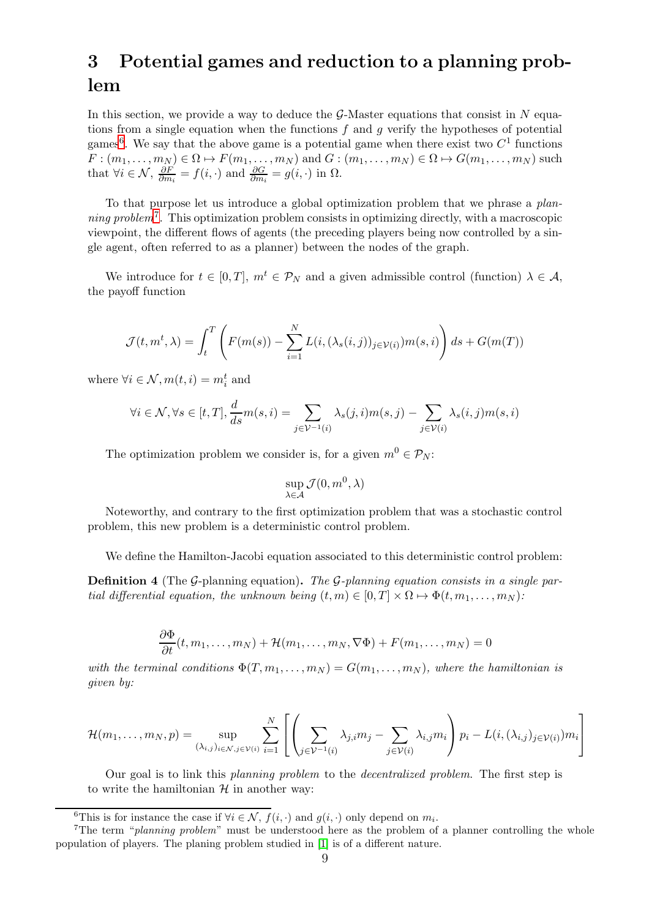# 3 Potential games and reduction to a planning problem

In this section, we provide a way to deduce the $\mathcal{G}$-Master equations that consist in $N$ equations from a single equation when the functions $f$ and $g$ verify the hypotheses of potential games[6]. We say that the above game is a potential game when there exist two $C^1$ functions $F : (m_1, \ldots, m_N) \in \Omega \mapsto F(m_1, \ldots, m_N)$ and $G : (m_1, \ldots, m_N) \in \Omega \mapsto G(m_1, \ldots, m_N)$ such that $\forall i \in \mathcal{N}$, $\frac{\partial F}{\partial m_i} = f(i, \cdot)$ and $\frac{\partial G}{\partial m_i} = g(i, \cdot)$ in $\Omega$.

To that purpose let us introduce a global optimization problem that we phrase a *planning problem*[7]. This optimization problem consists in optimizing directly, with a macroscopic viewpoint, the different flows of agents (the preceding players being now controlled by a single agent, often referred to as a planner) between the nodes of the graph.

We introduce for $t \in [0, T]$, $m^t \in \mathcal{P}_N$ and a given admissible control (function) $\lambda \in \mathcal{A}$, the payoff function

$$\mathcal{J}(t, m^t, \lambda) = \int_t^T \left( F(m(s)) - \sum_{i=1}^N L(i, (\lambda_s(i,j))_{j \in \mathcal{V}(i)}) m(s,i) \right) ds + G(m(T))$$

where $\forall i \in \mathcal{N}, m(t,i) = m_i^t$ and

$$\forall i \in \mathcal{N}, \forall s \in [t, T], \frac{d}{ds} m(s,i) = \sum_{j \in \mathcal{V}^{-1}(i)} \lambda_s(j,i) m(s,j) - \sum_{j \in \mathcal{V}(i)} \lambda_s(i,j) m(s,i)$$

The optimization problem we consider is, for a given $m^0 \in \mathcal{P}_N$:

$$\sup_{\lambda \in \mathcal{A}} \mathcal{J}(0, m^0, \lambda)$$

Noteworthy, and contrary to the first optimization problem that was a stochastic control problem, this new problem is a deterministic control problem.

We define the Hamilton-Jacobi equation associated to this deterministic control problem:

**Definition 4** (The $\mathcal{G}$-planning equation)**.** *The $\mathcal{G}$-planning equation consists in a single partial differential equation, the unknown being $(t, m) \in [0, T] \times \Omega \mapsto \Phi(t, m_1, \ldots, m_N)$:*

$$\frac{\partial \Phi}{\partial t}(t, m_1, \ldots, m_N) + \mathcal{H}(m_1, \ldots, m_N, \nabla \Phi) + F(m_1, \ldots, m_N) = 0$$

*with the terminal conditions $\Phi(T, m_1, \ldots, m_N) = G(m_1, \ldots, m_N)$, where the hamiltonian is given by:*

$$\mathcal{H}(m_1, \ldots, m_N, p) = \sup_{(\lambda_{i,j})_{i \in \mathcal{N}, j \in \mathcal{V}(i)}} \sum_{i=1}^N \left[ \left( \sum_{j \in \mathcal{V}^{-1}(i)} \lambda_{j,i} m_j - \sum_{j \in \mathcal{V}(i)} \lambda_{i,j} m_i \right) p_i - L(i, (\lambda_{i,j})_{j \in \mathcal{V}(i)}) m_i \right]$$

Our goal is to link this *planning problem* to the *decentralized problem*. The first step is to write the hamiltonian $\mathcal{H}$ in another way:

[6] This is for instance the case if $\forall i \in \mathcal{N}$, $f(i, \cdot)$ and $g(i, \cdot)$ only depend on $m_i$.

[7] The term "*planning problem*" must be understood here as the problem of a planner controlling the whole population of players. The planing problem studied in [1] is of a different nature.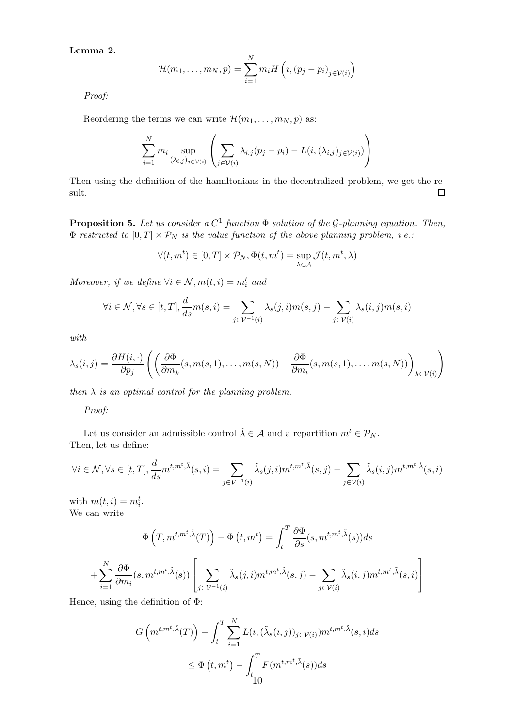**Lemma 2.**

$$\mathcal{H}(m_1, \ldots, m_N, p) = \sum_{i=1}^{N} m_i H\left(i, (p_j - p_i)_{j \in \mathcal{V}(i)}\right)$$

*Proof:*

Reordering the terms we can write $\mathcal{H}(m_1, \ldots, m_N, p)$ as:

$$\sum_{i=1}^{N} m_i \sup_{(\lambda_{i,j})_{j \in \mathcal{V}(i)}} \left( \sum_{j \in \mathcal{V}(i)} \lambda_{i,j}(p_j - p_i) - L(i, (\lambda_{i,j})_{j \in \mathcal{V}(i)}) \right)$$

Then using the definition of the hamiltonians in the decentralized problem, we get the result. □

**Proposition 5.** *Let us consider a $C^1$ function $\Phi$ solution of the $\mathcal{G}$-planning equation. Then, $\Phi$ restricted to $[0,T] \times \mathcal{P}_N$ is the value function of the above planning problem, i.e.:*

$$\forall (t, m^t) \in [0,T] \times \mathcal{P}_N, \Phi(t, m^t) = \sup_{\lambda \in \mathcal{A}} \mathcal{J}(t, m^t, \lambda)$$

*Moreover, if we define $\forall i \in \mathcal{N}, m(t,i) = m_i^t$ and*

$$\forall i \in \mathcal{N}, \forall s \in [t,T], \frac{d}{ds} m(s,i) = \sum_{j \in \mathcal{V}^{-1}(i)} \lambda_s(j,i) m(s,j) - \sum_{j \in \mathcal{V}(i)} \lambda_s(i,j) m(s,i)$$

*with*

$$\lambda_s(i,j) = \frac{\partial H(i,\cdot)}{\partial p_j} \left( \left( \frac{\partial \Phi}{\partial m_k}(s, m(s,1), \ldots, m(s,N)) - \frac{\partial \Phi}{\partial m_i}(s, m(s,1), \ldots, m(s,N)) \right)_{k \in \mathcal{V}(i)} \right)$$

*then $\lambda$ is an optimal control for the planning problem.*

*Proof:*

Let us consider an admissible control $\tilde{\lambda} \in \mathcal{A}$ and a repartition $m^t \in \mathcal{P}_N$.
Then, let us define:

$$\forall i \in \mathcal{N}, \forall s \in [t,T], \frac{d}{ds} m^{t,m^t,\tilde{\lambda}}(s,i) = \sum_{j \in \mathcal{V}^{-1}(i)} \tilde{\lambda}_s(j,i) m^{t,m^t,\tilde{\lambda}}(s,j) - \sum_{j \in \mathcal{V}(i)} \tilde{\lambda}_s(i,j) m^{t,m^t,\tilde{\lambda}}(s,i)$$

with $m(t,i) = m_i^t$.
We can write

$$\Phi\left(T, m^{t,m^t,\tilde{\lambda}}(T)\right) - \Phi\left(t, m^t\right) = \int_t^T \frac{\partial \Phi}{\partial s}(s, m^{t,m^t,\tilde{\lambda}}(s)) ds$$

$$+ \sum_{i=1}^{N} \frac{\partial \Phi}{\partial m_i}(s, m^{t,m^t,\tilde{\lambda}}(s)) \left[ \sum_{j \in \mathcal{V}^{-1}(i)} \tilde{\lambda}_s(j,i) m^{t,m^t,\tilde{\lambda}}(s,j) - \sum_{j \in \mathcal{V}(i)} \tilde{\lambda}_s(i,j) m^{t,m^t,\tilde{\lambda}}(s,i) \right]$$

Hence, using the definition of $\Phi$:

$$G\left(m^{t,m^t,\tilde{\lambda}}(T)\right) - \int_t^T \sum_{i=1}^{N} L(i, (\tilde{\lambda}_s(i,j))_{j \in \mathcal{V}(i)}) m^{t,m^t,\tilde{\lambda}}(s,i) ds$$

$$\leq \Phi\left(t, m^t\right) - \int_t^T F(m^{t,m^t,\tilde{\lambda}}(s)) ds$$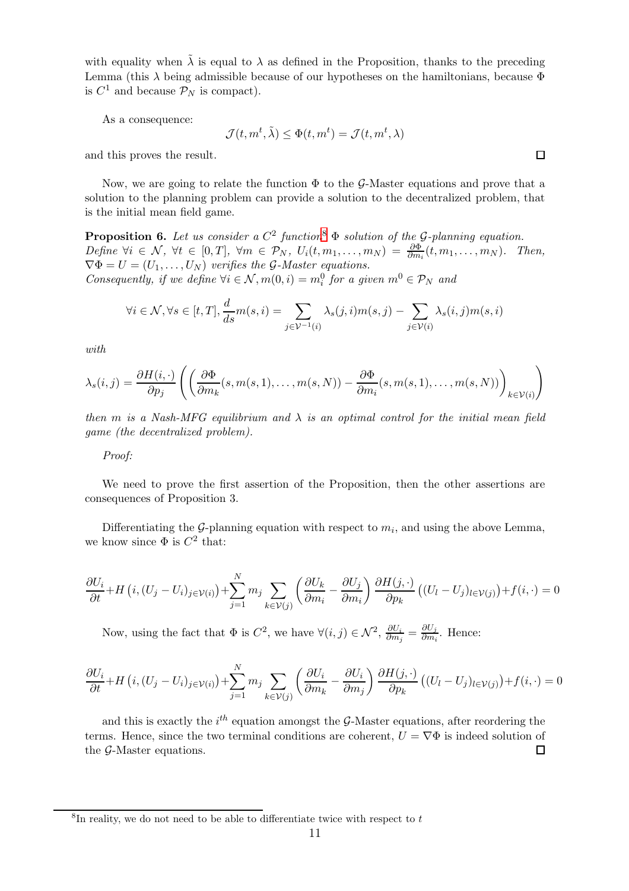with equality when $\tilde{\lambda}$ is equal to $\lambda$ as defined in the Proposition, thanks to the preceding Lemma (this $\lambda$ being admissible because of our hypotheses on the hamiltonians, because $\Phi$ is $C^1$ and because $\mathcal{P}_N$ is compact).

As a consequence:

$$\mathcal{J}(t, m^t, \tilde{\lambda}) \leq \Phi(t, m^t) = \mathcal{J}(t, m^t, \lambda)$$

and this proves the result. $\square$

Now, we are going to relate the function $\Phi$ to the $\mathcal{G}$-Master equations and prove that a solution to the planning problem can provide a solution to the decentralized problem, that is the initial mean field game.

**Proposition 6.** *Let us consider a $C^2$ function*[8] *$\Phi$ solution of the $\mathcal{G}$-planning equation. Define $\forall i \in \mathcal{N}$, $\forall t \in [0,T]$, $\forall m \in \mathcal{P}_N$, $U_i(t, m_1, \ldots, m_N) = \frac{\partial \Phi}{\partial m_i}(t, m_1, \ldots, m_N)$. Then, $\nabla \Phi = U = (U_1, \ldots, U_N)$ verifies the $\mathcal{G}$-Master equations.*
*Consequently, if we define $\forall i \in \mathcal{N}, m(0,i) = m_i^0$ for a given $m^0 \in \mathcal{P}_N$ and*

$$\forall i \in \mathcal{N}, \forall s \in [t,T], \frac{d}{ds} m(s,i) = \sum_{j \in \mathcal{V}^{-1}(i)} \lambda_s(j,i) m(s,j) - \sum_{j \in \mathcal{V}(i)} \lambda_s(i,j) m(s,i)$$

*with*

$$\lambda_s(i,j) = \frac{\partial H(i,\cdot)}{\partial p_j} \left( \left( \frac{\partial \Phi}{\partial m_k}(s, m(s,1), \ldots, m(s,N)) - \frac{\partial \Phi}{\partial m_i}(s, m(s,1), \ldots, m(s,N)) \right)_{k \in \mathcal{V}(i)} \right)$$

*then $m$ is a Nash-MFG equilibrium and $\lambda$ is an optimal control for the initial mean field game (the decentralized problem).*

*Proof:*

We need to prove the first assertion of the Proposition, then the other assertions are consequences of Proposition 3.

Differentiating the $\mathcal{G}$-planning equation with respect to $m_i$, and using the above Lemma, we know since $\Phi$ is $C^2$ that:

$$\frac{\partial U_i}{\partial t} + H\left(i, (U_j - U_i)_{j \in \mathcal{V}(i)}\right) + \sum_{j=1}^N m_j \sum_{k \in \mathcal{V}(j)} \left( \frac{\partial U_k}{\partial m_i} - \frac{\partial U_j}{\partial m_i} \right) \frac{\partial H(j,\cdot)}{\partial p_k} \left((U_l - U_j)_{l \in \mathcal{V}(j)}\right) + f(i,\cdot) = 0$$

Now, using the fact that $\Phi$ is $C^2$, we have $\forall (i,j) \in \mathcal{N}^2$, $\frac{\partial U_i}{\partial m_j} = \frac{\partial U_j}{\partial m_i}$. Hence:

$$\frac{\partial U_i}{\partial t} + H\left(i, (U_j - U_i)_{j \in \mathcal{V}(i)}\right) + \sum_{j=1}^N m_j \sum_{k \in \mathcal{V}(j)} \left( \frac{\partial U_i}{\partial m_k} - \frac{\partial U_i}{\partial m_j} \right) \frac{\partial H(j,\cdot)}{\partial p_k} \left((U_l - U_j)_{l \in \mathcal{V}(j)}\right) + f(i,\cdot) = 0$$

and this is exactly the $i^{th}$ equation amongst the $\mathcal{G}$-Master equations, after reordering the terms. Hence, since the two terminal conditions are coherent, $U = \nabla \Phi$ is indeed solution of the $\mathcal{G}$-Master equations. $\square$

[8] In reality, we do not need to be able to differentiate twice with respect to $t$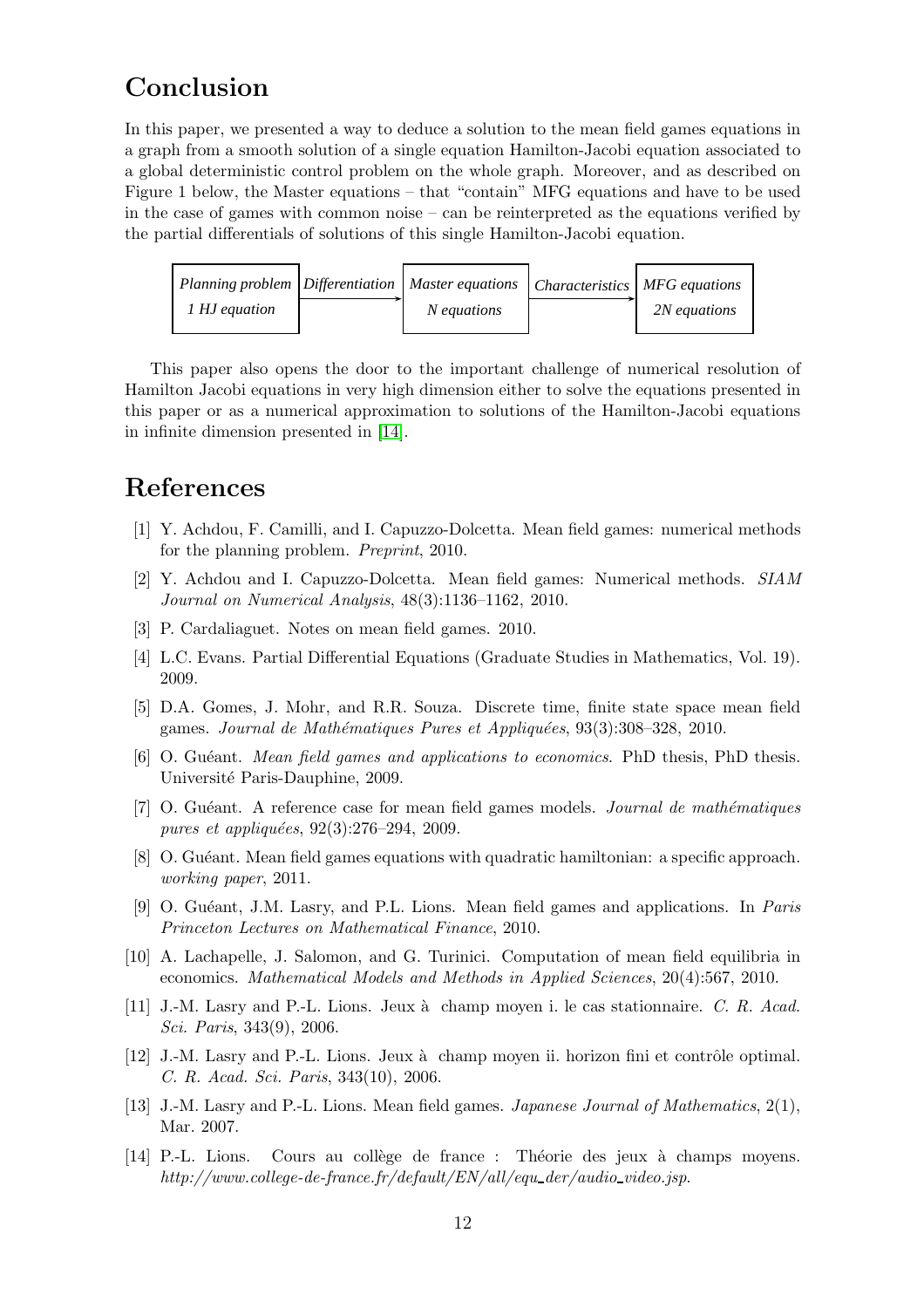# Conclusion

In this paper, we presented a way to deduce a solution to the mean field games equations in a graph from a smooth solution of a single equation Hamilton-Jacobi equation associated to a global deterministic control problem on the whole graph. Moreover, and as described on Figure 1 below, the Master equations – that "contain" MFG equations and have to be used in the case of games with common noise – can be reinterpreted as the equations verified by the partial differentials of solutions of this single Hamilton-Jacobi equation.

*Planning problem*
*1 HJ equation*
*Differentiation*
*Master equations*
*N equations*
*Characteristics*
*MFG equations*
*2N equations*

This paper also opens the door to the important challenge of numerical resolution of Hamilton Jacobi equations in very high dimension either to solve the equations presented in this paper or as a numerical approximation to solutions of the Hamilton-Jacobi equations in infinite dimension presented in [14].

# References

[1] Y. Achdou, F. Camilli, and I. Capuzzo-Dolcetta. Mean field games: numerical methods for the planning problem. *Preprint*, 2010.

[2] Y. Achdou and I. Capuzzo-Dolcetta. Mean field games: Numerical methods. *SIAM Journal on Numerical Analysis*, 48(3):1136–1162, 2010.

[3] P. Cardaliaguet. Notes on mean field games. 2010.

[4] L.C. Evans. Partial Differential Equations (Graduate Studies in Mathematics, Vol. 19). 2009.

[5] D.A. Gomes, J. Mohr, and R.R. Souza. Discrete time, finite state space mean field games. *Journal de Mathématiques Pures et Appliquées*, 93(3):308–328, 2010.

[6] O. Guéant. *Mean field games and applications to economics*. PhD thesis, PhD thesis. Université Paris-Dauphine, 2009.

[7] O. Guéant. A reference case for mean field games models. *Journal de mathématiques pures et appliquées*, 92(3):276–294, 2009.

[8] O. Guéant. Mean field games equations with quadratic hamiltonian: a specific approach. *working paper*, 2011.

[9] O. Guéant, J.M. Lasry, and P.L. Lions. Mean field games and applications. In *Paris Princeton Lectures on Mathematical Finance*, 2010.

[10] A. Lachapelle, J. Salomon, and G. Turinici. Computation of mean field equilibria in economics. *Mathematical Models and Methods in Applied Sciences*, 20(4):567, 2010.

[11] J.-M. Lasry and P.-L. Lions. Jeux à champ moyen i. le cas stationnaire. *C. R. Acad. Sci. Paris*, 343(9), 2006.

[12] J.-M. Lasry and P.-L. Lions. Jeux à champ moyen ii. horizon fini et contrôle optimal. *C. R. Acad. Sci. Paris*, 343(10), 2006.

[13] J.-M. Lasry and P.-L. Lions. Mean field games. *Japanese Journal of Mathematics*, 2(1), Mar. 2007.

[14] P.-L. Lions. Cours au collège de france : Théorie des jeux à champs moyens. *http://www.college-de-france.fr/default/EN/all/equ_der/audio_video.jsp*.